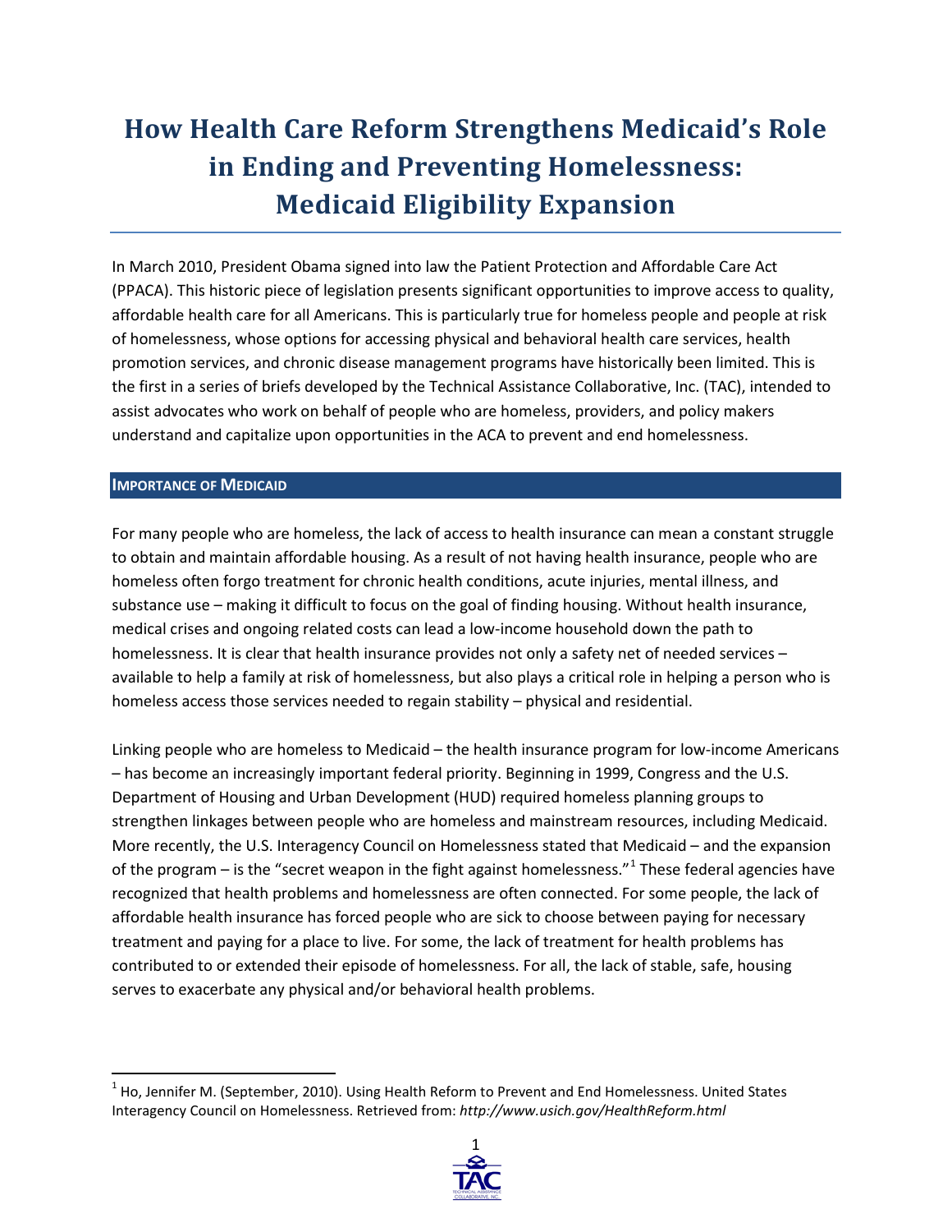# How Health Care Reform Strengthens Medicaid's Role in Ending and Preventing Homelessness: Medicaid Eligibility Expansion

In March 2010, President Obama signed into law the Patient Protection and Affordable Care Act (PPACA). This historic piece of legislation presents significant opportunities to improve access to quality, affordable health care for all Americans. This is particularly true for homeless people and people at risk of homelessness, whose options for accessing physical and behavioral health care services, health promotion services, and chronic disease management programs have historically been limited. This is the first in a series of briefs developed by the Technical Assistance Collaborative, Inc. (TAC), intended to assist advocates who work on behalf of people who are homeless, providers, and policy makers understand and capitalize upon opportunities in the ACA to prevent and end homelessness.

## IMPORTANCE OF MEDICAID

For many people who are homeless, the lack of access to health insurance can mean a constant struggle to obtain and maintain affordable housing. As a result of not having health insurance, people who are homeless often forgo treatment for chronic health conditions, acute injuries, mental illness, and substance use – making it difficult to focus on the goal of finding housing. Without health insurance, medical crises and ongoing related costs can lead a low-income household down the path to homelessness. It is clear that health insurance provides not only a safety net of needed services – available to help a family at risk of homelessness, but also plays a critical role in helping a person who is homeless access those services needed to regain stability – physical and residential.

Linking people who are homeless to Medicaid – the health insurance program for low-income Americans – has become an increasingly important federal priority. Beginning in 1999, Congress and the U.S. Department of Housing and Urban Development (HUD) required homeless planning groups to strengthen linkages between people who are homeless and mainstream resources, including Medicaid. More recently, the U.S. Interagency Council on Homelessness stated that Medicaid – and the expansion of the program – is the "secret weapon in the fight against homelessness."[1] These federal agencies have recognized that health problems and homelessness are often connected. For some people, the lack of affordable health insurance has forced people who are sick to choose between paying for necessary treatment and paying for a place to live. For some, the lack of treatment for health problems has contributed to or extended their episode of homelessness. For all, the lack of stable, safe, housing serves to exacerbate any physical and/or behavioral health problems.

---

[1] Ho, Jennifer M. (September, 2010). Using Health Reform to Prevent and End Homelessness. United States Interagency Council on Homelessness. Retrieved from: *http://www.usich.gov/HealthReform.html*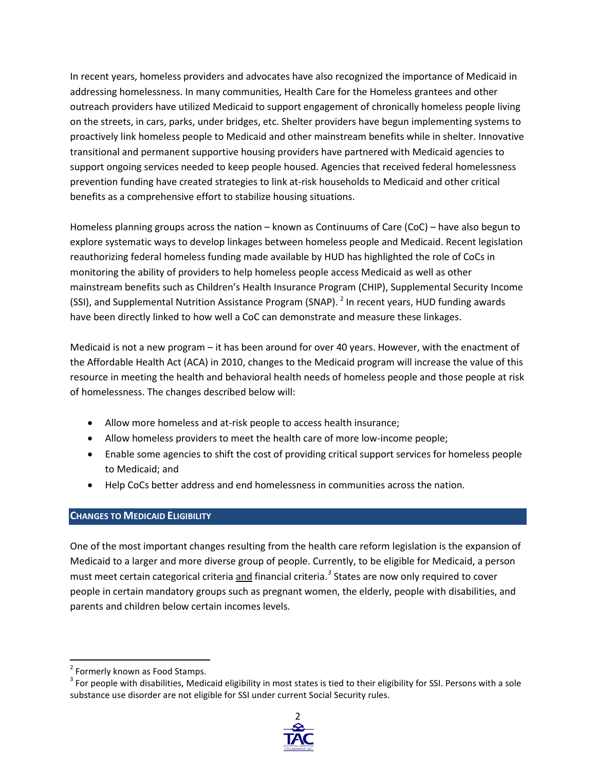In recent years, homeless providers and advocates have also recognized the importance of Medicaid in addressing homelessness. In many communities, Health Care for the Homeless grantees and other outreach providers have utilized Medicaid to support engagement of chronically homeless people living on the streets, in cars, parks, under bridges, etc. Shelter providers have begun implementing systems to proactively link homeless people to Medicaid and other mainstream benefits while in shelter. Innovative transitional and permanent supportive housing providers have partnered with Medicaid agencies to support ongoing services needed to keep people housed. Agencies that received federal homelessness prevention funding have created strategies to link at-risk households to Medicaid and other critical benefits as a comprehensive effort to stabilize housing situations.

Homeless planning groups across the nation – known as Continuums of Care (CoC) – have also begun to explore systematic ways to develop linkages between homeless people and Medicaid. Recent legislation reauthorizing federal homeless funding made available by HUD has highlighted the role of CoCs in monitoring the ability of providers to help homeless people access Medicaid as well as other mainstream benefits such as Children's Health Insurance Program (CHIP), Supplemental Security Income (SSI), and Supplemental Nutrition Assistance Program (SNAP). [2] In recent years, HUD funding awards have been directly linked to how well a CoC can demonstrate and measure these linkages.

Medicaid is not a new program – it has been around for over 40 years. However, with the enactment of the Affordable Health Act (ACA) in 2010, changes to the Medicaid program will increase the value of this resource in meeting the health and behavioral health needs of homeless people and those people at risk of homelessness. The changes described below will:

- Allow more homeless and at-risk people to access health insurance;
- Allow homeless providers to meet the health care of more low-income people;
- Enable some agencies to shift the cost of providing critical support services for homeless people to Medicaid; and
- Help CoCs better address and end homelessness in communities across the nation.

## CHANGES TO MEDICAID ELIGIBILITY

One of the most important changes resulting from the health care reform legislation is the expansion of Medicaid to a larger and more diverse group of people. Currently, to be eligible for Medicaid, a person must meet certain categorical criteria <u>and</u> financial criteria.[3] States are now only required to cover people in certain mandatory groups such as pregnant women, the elderly, people with disabilities, and parents and children below certain incomes levels.

---

[2] Formerly known as Food Stamps.

[3] For people with disabilities, Medicaid eligibility in most states is tied to their eligibility for SSI. Persons with a sole substance use disorder are not eligible for SSI under current Social Security rules.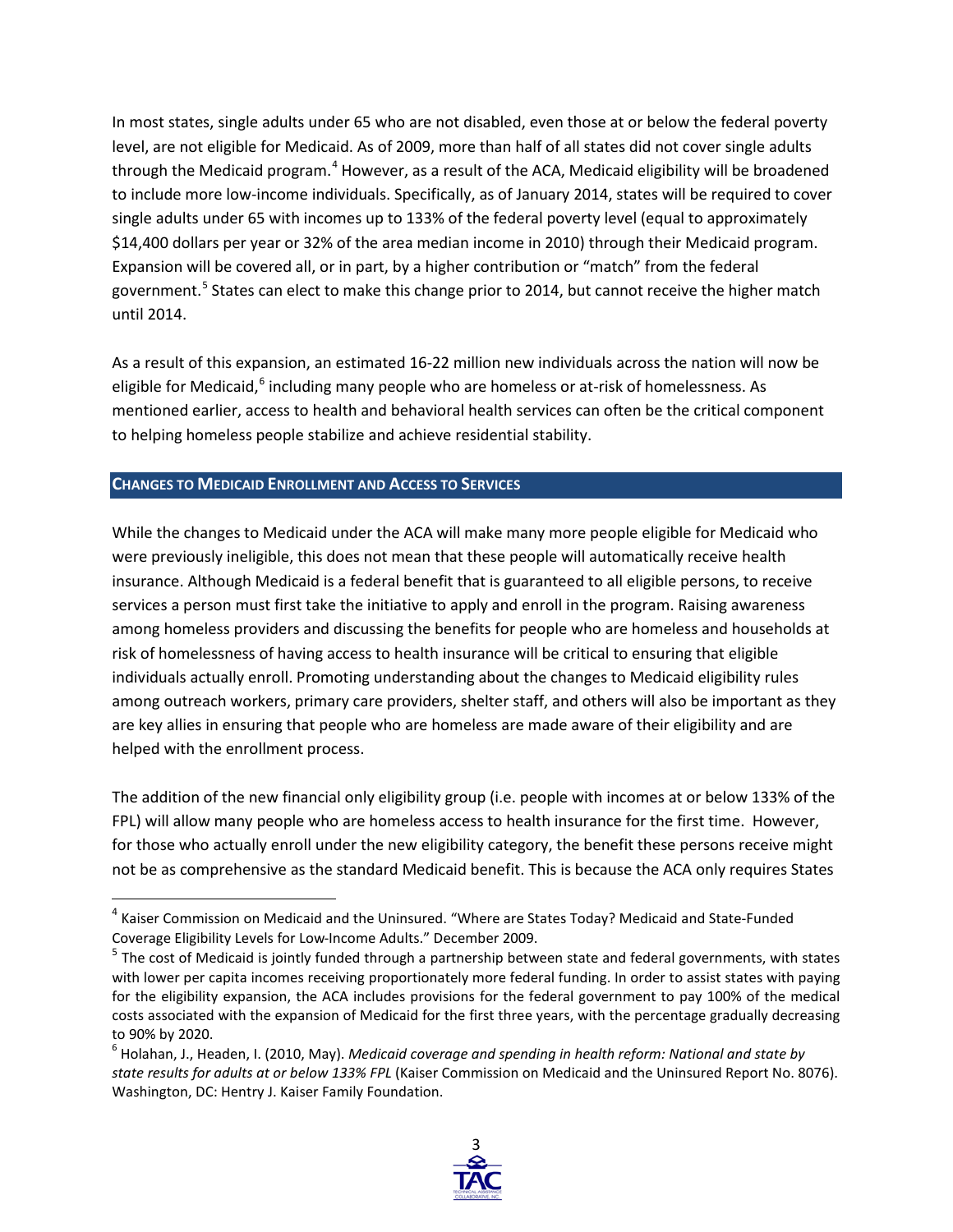In most states, single adults under 65 who are not disabled, even those at or below the federal poverty level, are not eligible for Medicaid. As of 2009, more than half of all states did not cover single adults through the Medicaid program.[4] However, as a result of the ACA, Medicaid eligibility will be broadened to include more low-income individuals. Specifically, as of January 2014, states will be required to cover single adults under 65 with incomes up to 133% of the federal poverty level (equal to approximately $14,400 dollars per year or 32% of the area median income in 2010) through their Medicaid program. Expansion will be covered all, or in part, by a higher contribution or "match" from the federal government.[5] States can elect to make this change prior to 2014, but cannot receive the higher match until 2014.

As a result of this expansion, an estimated 16-22 million new individuals across the nation will now be eligible for Medicaid,[6] including many people who are homeless or at-risk of homelessness. As mentioned earlier, access to health and behavioral health services can often be the critical component to helping homeless people stabilize and achieve residential stability.

## Changes to Medicaid Enrollment and Access to Services

While the changes to Medicaid under the ACA will make many more people eligible for Medicaid who were previously ineligible, this does not mean that these people will automatically receive health insurance. Although Medicaid is a federal benefit that is guaranteed to all eligible persons, to receive services a person must first take the initiative to apply and enroll in the program. Raising awareness among homeless providers and discussing the benefits for people who are homeless and households at risk of homelessness of having access to health insurance will be critical to ensuring that eligible individuals actually enroll. Promoting understanding about the changes to Medicaid eligibility rules among outreach workers, primary care providers, shelter staff, and others will also be important as they are key allies in ensuring that people who are homeless are made aware of their eligibility and are helped with the enrollment process.

The addition of the new financial only eligibility group (i.e. people with incomes at or below 133% of the FPL) will allow many people who are homeless access to health insurance for the first time. However, for those who actually enroll under the new eligibility category, the benefit these persons receive might not be as comprehensive as the standard Medicaid benefit. This is because the ACA only requires States

---

[4] Kaiser Commission on Medicaid and the Uninsured. "Where are States Today? Medicaid and State-Funded Coverage Eligibility Levels for Low-Income Adults." December 2009.

[5] The cost of Medicaid is jointly funded through a partnership between state and federal governments, with states with lower per capita incomes receiving proportionately more federal funding. In order to assist states with paying for the eligibility expansion, the ACA includes provisions for the federal government to pay 100% of the medical costs associated with the expansion of Medicaid for the first three years, with the percentage gradually decreasing to 90% by 2020.

[6] Holahan, J., Headen, I. (2010, May). *Medicaid coverage and spending in health reform: National and state by state results for adults at or below 133% FPL* (Kaiser Commission on Medicaid and the Uninsured Report No. 8076). Washington, DC: Hentry J. Kaiser Family Foundation.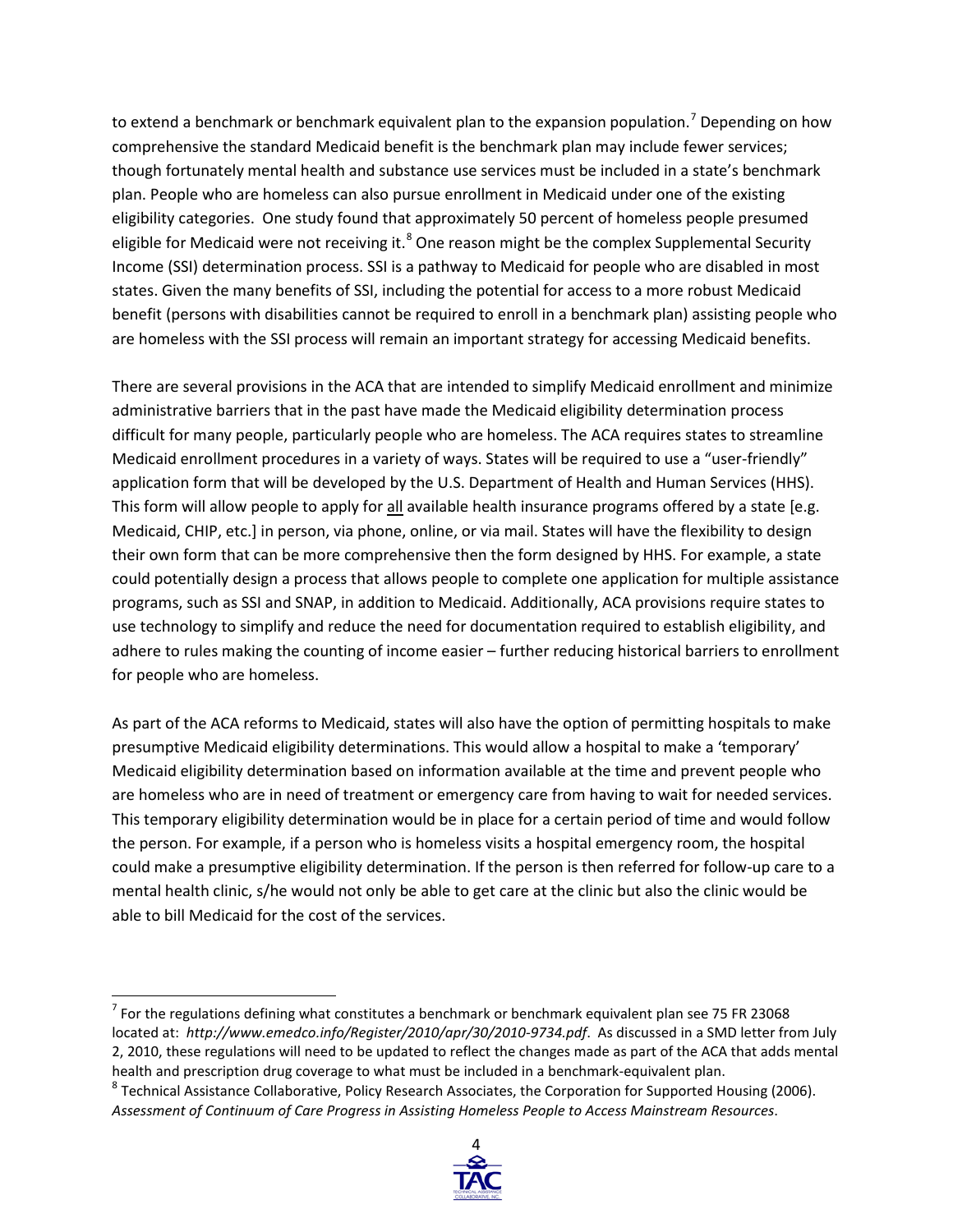to extend a benchmark or benchmark equivalent plan to the expansion population.[7] Depending on how comprehensive the standard Medicaid benefit is the benchmark plan may include fewer services; though fortunately mental health and substance use services must be included in a state's benchmark plan. People who are homeless can also pursue enrollment in Medicaid under one of the existing eligibility categories. One study found that approximately 50 percent of homeless people presumed eligible for Medicaid were not receiving it.[8] One reason might be the complex Supplemental Security Income (SSI) determination process. SSI is a pathway to Medicaid for people who are disabled in most states. Given the many benefits of SSI, including the potential for access to a more robust Medicaid benefit (persons with disabilities cannot be required to enroll in a benchmark plan) assisting people who are homeless with the SSI process will remain an important strategy for accessing Medicaid benefits.

There are several provisions in the ACA that are intended to simplify Medicaid enrollment and minimize administrative barriers that in the past have made the Medicaid eligibility determination process difficult for many people, particularly people who are homeless. The ACA requires states to streamline Medicaid enrollment procedures in a variety of ways. States will be required to use a "user-friendly" application form that will be developed by the U.S. Department of Health and Human Services (HHS). This form will allow people to apply for <u>all</u> available health insurance programs offered by a state [e.g. Medicaid, CHIP, etc.] in person, via phone, online, or via mail. States will have the flexibility to design their own form that can be more comprehensive then the form designed by HHS. For example, a state could potentially design a process that allows people to complete one application for multiple assistance programs, such as SSI and SNAP, in addition to Medicaid. Additionally, ACA provisions require states to use technology to simplify and reduce the need for documentation required to establish eligibility, and adhere to rules making the counting of income easier – further reducing historical barriers to enrollment for people who are homeless.

As part of the ACA reforms to Medicaid, states will also have the option of permitting hospitals to make presumptive Medicaid eligibility determinations. This would allow a hospital to make a 'temporary' Medicaid eligibility determination based on information available at the time and prevent people who are homeless who are in need of treatment or emergency care from having to wait for needed services. This temporary eligibility determination would be in place for a certain period of time and would follow the person. For example, if a person who is homeless visits a hospital emergency room, the hospital could make a presumptive eligibility determination. If the person is then referred for follow-up care to a mental health clinic, s/he would not only be able to get care at the clinic but also the clinic would be able to bill Medicaid for the cost of the services.

---

[7] For the regulations defining what constitutes a benchmark or benchmark equivalent plan see 75 FR 23068 located at: *http://www.emedco.info/Register/2010/apr/30/2010-9734.pdf*. As discussed in a SMD letter from July 2, 2010, these regulations will need to be updated to reflect the changes made as part of the ACA that adds mental health and prescription drug coverage to what must be included in a benchmark-equivalent plan.

[8] Technical Assistance Collaborative, Policy Research Associates, the Corporation for Supported Housing (2006). *Assessment of Continuum of Care Progress in Assisting Homeless People to Access Mainstream Resources*.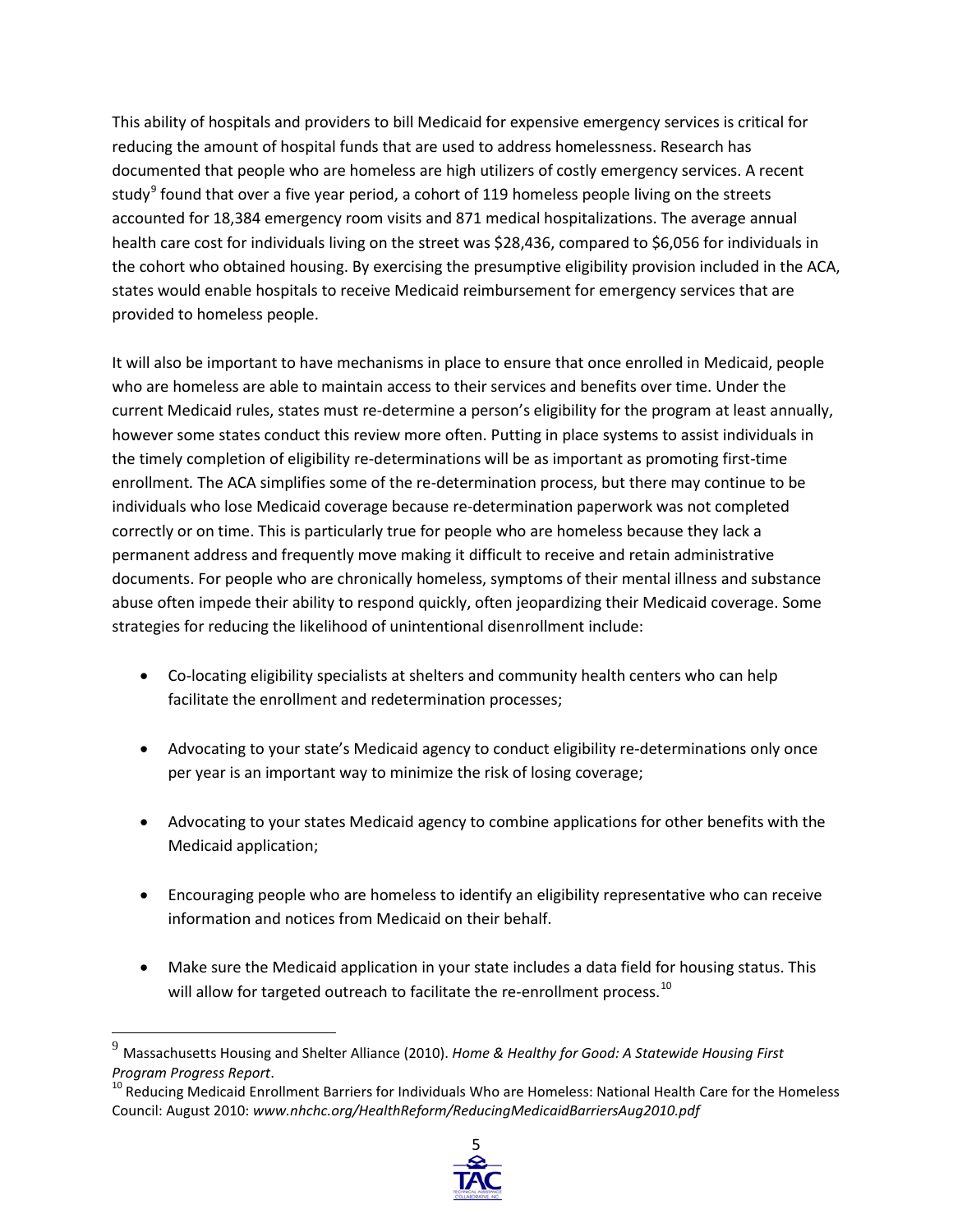This ability of hospitals and providers to bill Medicaid for expensive emergency services is critical for reducing the amount of hospital funds that are used to address homelessness. Research has documented that people who are homeless are high utilizers of costly emergency services. A recent study[9] found that over a five year period, a cohort of 119 homeless people living on the streets accounted for 18,384 emergency room visits and 871 medical hospitalizations. The average annual health care cost for individuals living on the street was $28,436, compared to $6,056 for individuals in the cohort who obtained housing. By exercising the presumptive eligibility provision included in the ACA, states would enable hospitals to receive Medicaid reimbursement for emergency services that are provided to homeless people.

It will also be important to have mechanisms in place to ensure that once enrolled in Medicaid, people who are homeless are able to maintain access to their services and benefits over time. Under the current Medicaid rules, states must re-determine a person's eligibility for the program at least annually, however some states conduct this review more often. Putting in place systems to assist individuals in the timely completion of eligibility re-determinations will be as important as promoting first-time enrollment. The ACA simplifies some of the re-determination process, but there may continue to be individuals who lose Medicaid coverage because re-determination paperwork was not completed correctly or on time. This is particularly true for people who are homeless because they lack a permanent address and frequently move making it difficult to receive and retain administrative documents. For people who are chronically homeless, symptoms of their mental illness and substance abuse often impede their ability to respond quickly, often jeopardizing their Medicaid coverage. Some strategies for reducing the likelihood of unintentional disenrollment include:

- Co-locating eligibility specialists at shelters and community health centers who can help facilitate the enrollment and redetermination processes;
- Advocating to your state's Medicaid agency to conduct eligibility re-determinations only once per year is an important way to minimize the risk of losing coverage;
- Advocating to your states Medicaid agency to combine applications for other benefits with the Medicaid application;
- Encouraging people who are homeless to identify an eligibility representative who can receive information and notices from Medicaid on their behalf.
- Make sure the Medicaid application in your state includes a data field for housing status. This will allow for targeted outreach to facilitate the re-enrollment process.[10]

---

[9] Massachusetts Housing and Shelter Alliance (2010). *Home & Healthy for Good: A Statewide Housing First Program Progress Report*.

[10] Reducing Medicaid Enrollment Barriers for Individuals Who are Homeless: National Health Care for the Homeless Council: August 2010: ***www.nhchc.org/HealthReform/ReducingMedicaidBarriersAug2010.pdf***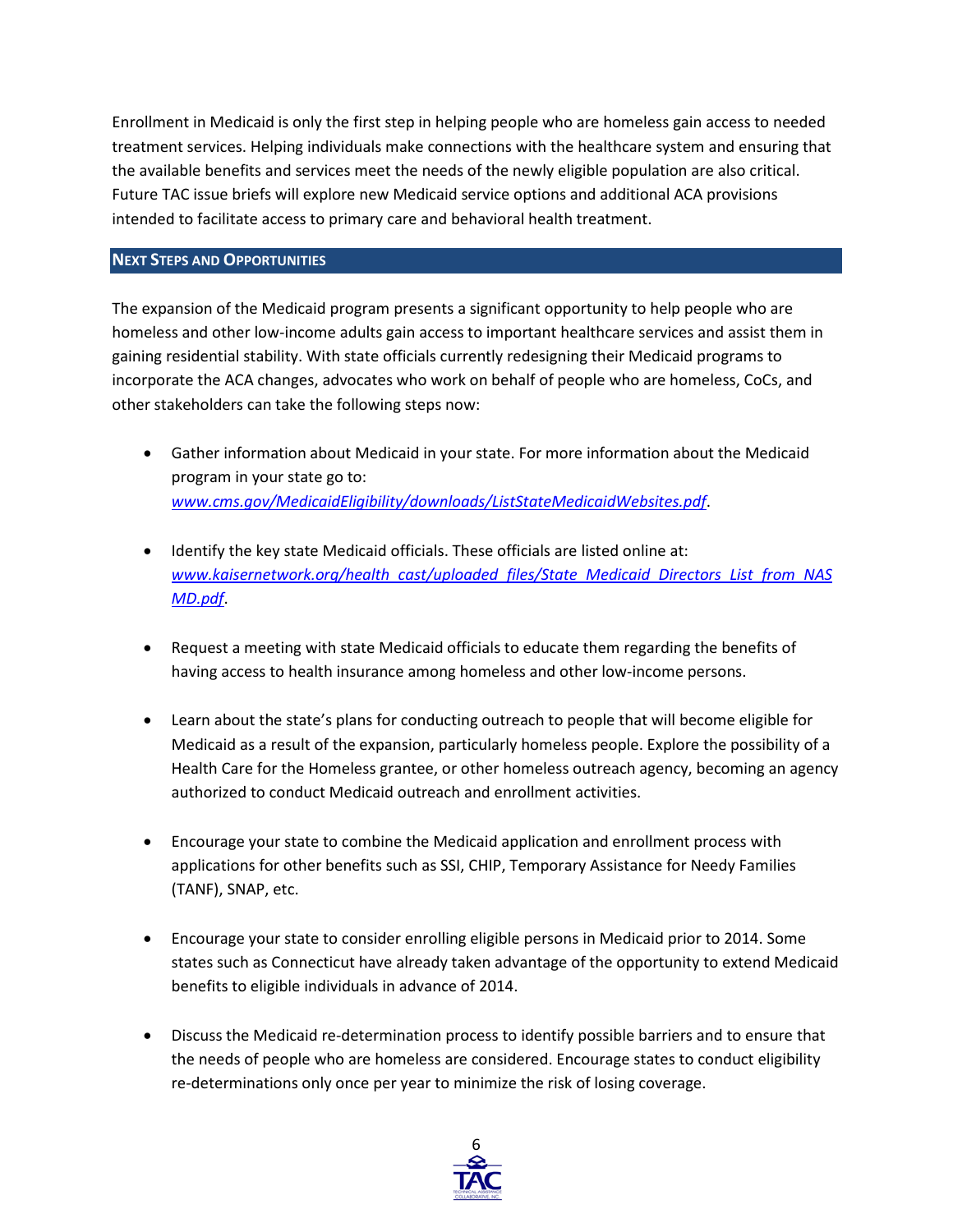Enrollment in Medicaid is only the first step in helping people who are homeless gain access to needed treatment services. Helping individuals make connections with the healthcare system and ensuring that the available benefits and services meet the needs of the newly eligible population are also critical. Future TAC issue briefs will explore new Medicaid service options and additional ACA provisions intended to facilitate access to primary care and behavioral health treatment.

## Next Steps and Opportunities

The expansion of the Medicaid program presents a significant opportunity to help people who are homeless and other low-income adults gain access to important healthcare services and assist them in gaining residential stability. With state officials currently redesigning their Medicaid programs to incorporate the ACA changes, advocates who work on behalf of people who are homeless, CoCs, and other stakeholders can take the following steps now:

- Gather information about Medicaid in your state. For more information about the Medicaid program in your state go to: *www.cms.gov/MedicaidEligibility/downloads/ListStateMedicaidWebsites.pdf*.

- Identify the key state Medicaid officials. These officials are listed online at: *www.kaisernetwork.org/health_cast/uploaded_files/State_Medicaid_Directors_List_from_NASMD.pdf*.

- Request a meeting with state Medicaid officials to educate them regarding the benefits of having access to health insurance among homeless and other low-income persons.

- Learn about the state's plans for conducting outreach to people that will become eligible for Medicaid as a result of the expansion, particularly homeless people. Explore the possibility of a Health Care for the Homeless grantee, or other homeless outreach agency, becoming an agency authorized to conduct Medicaid outreach and enrollment activities.

- Encourage your state to combine the Medicaid application and enrollment process with applications for other benefits such as SSI, CHIP, Temporary Assistance for Needy Families (TANF), SNAP, etc.

- Encourage your state to consider enrolling eligible persons in Medicaid prior to 2014. Some states such as Connecticut have already taken advantage of the opportunity to extend Medicaid benefits to eligible individuals in advance of 2014.

- Discuss the Medicaid re-determination process to identify possible barriers and to ensure that the needs of people who are homeless are considered. Encourage states to conduct eligibility re-determinations only once per year to minimize the risk of losing coverage.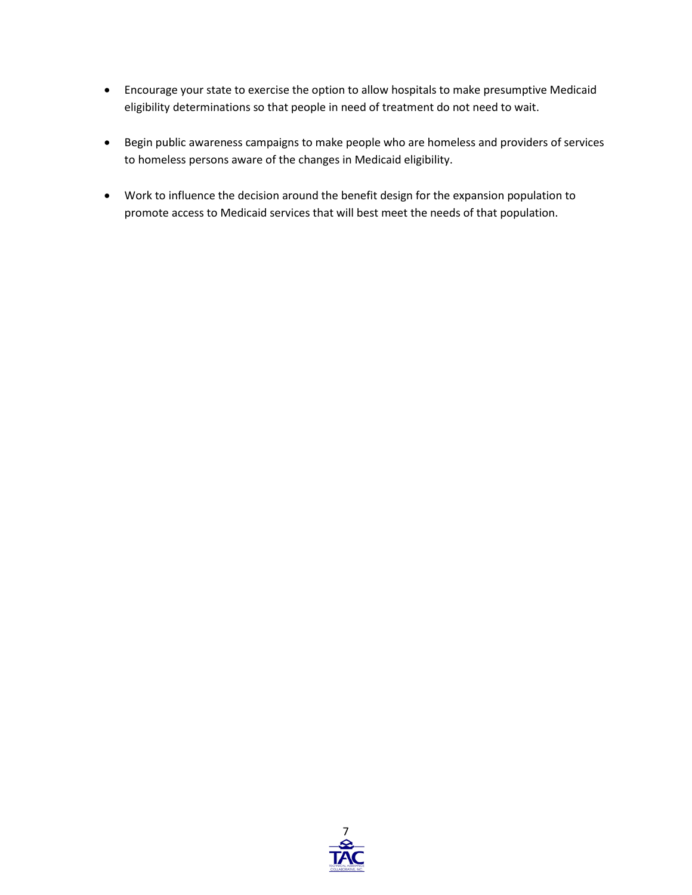- Encourage your state to exercise the option to allow hospitals to make presumptive Medicaid eligibility determinations so that people in need of treatment do not need to wait.

- Begin public awareness campaigns to make people who are homeless and providers of services to homeless persons aware of the changes in Medicaid eligibility.

- Work to influence the decision around the benefit design for the expansion population to promote access to Medicaid services that will best meet the needs of that population.